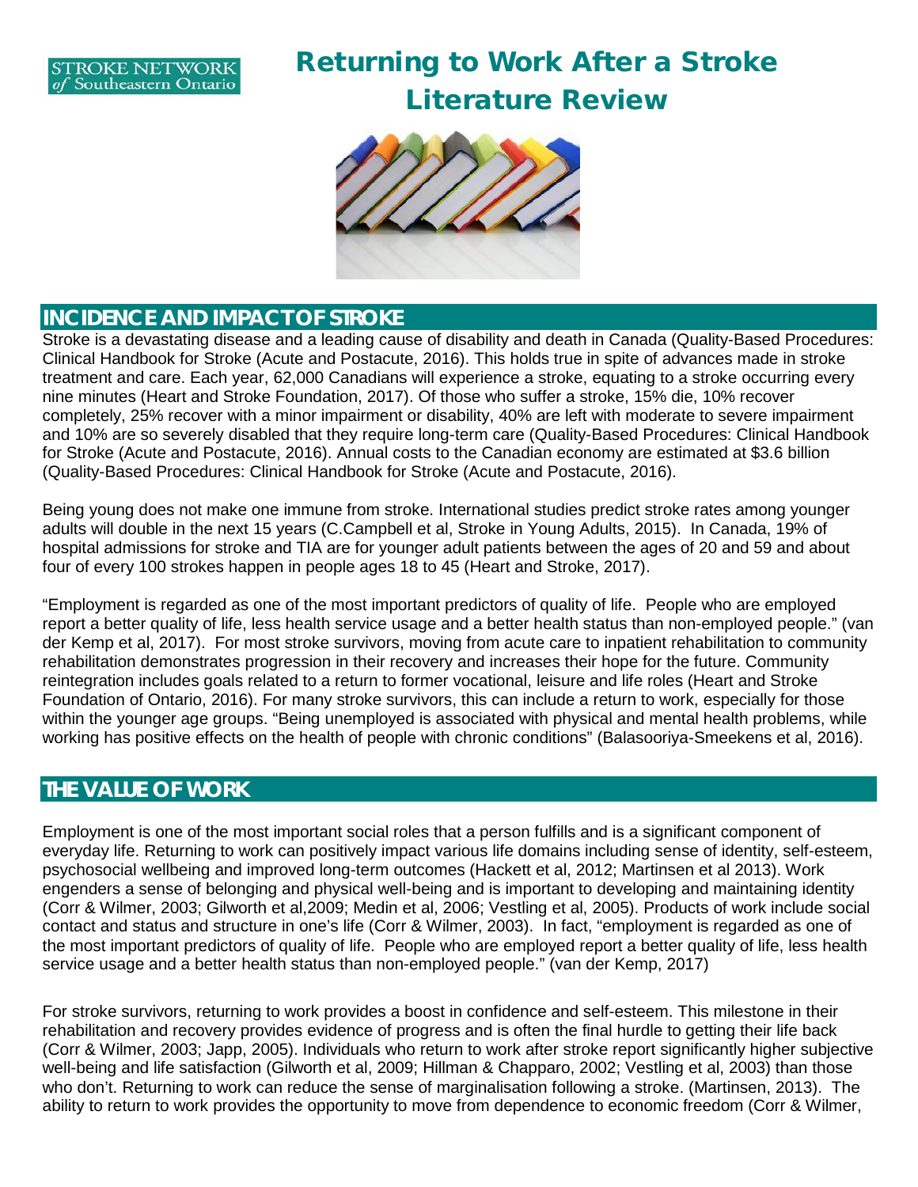STROKE NETWORK of Southeastern Ontario

# Returning to Work After a Stroke Literature Review

## INCIDENCE AND IMPACT OF STROKE

Stroke is a devastating disease and a leading cause of disability and death in Canada (Quality-Based Procedures: Clinical Handbook for Stroke (Acute and Postacute, 2016). This holds true in spite of advances made in stroke treatment and care. Each year, 62,000 Canadians will experience a stroke, equating to a stroke occurring every nine minutes (Heart and Stroke Foundation, 2017). Of those who suffer a stroke, 15% die, 10% recover completely, 25% recover with a minor impairment or disability, 40% are left with moderate to severe impairment and 10% are so severely disabled that they require long-term care (Quality-Based Procedures: Clinical Handbook for Stroke (Acute and Postacute, 2016). Annual costs to the Canadian economy are estimated at $3.6 billion (Quality-Based Procedures: Clinical Handbook for Stroke (Acute and Postacute, 2016).

Being young does not make one immune from stroke. International studies predict stroke rates among younger adults will double in the next 15 years (C.Campbell et al, Stroke in Young Adults, 2015). In Canada, 19% of hospital admissions for stroke and TIA are for younger adult patients between the ages of 20 and 59 and about four of every 100 strokes happen in people ages 18 to 45 (Heart and Stroke, 2017).

"Employment is regarded as one of the most important predictors of quality of life. People who are employed report a better quality of life, less health service usage and a better health status than non-employed people." (van der Kemp et al, 2017). For most stroke survivors, moving from acute care to inpatient rehabilitation to community rehabilitation demonstrates progression in their recovery and increases their hope for the future. Community reintegration includes goals related to a return to former vocational, leisure and life roles (Heart and Stroke Foundation of Ontario, 2016). For many stroke survivors, this can include a return to work, especially for those within the younger age groups. "Being unemployed is associated with physical and mental health problems, while working has positive effects on the health of people with chronic conditions" (Balasooriya-Smeekens et al, 2016).

## THE VALUE OF WORK

Employment is one of the most important social roles that a person fulfills and is a significant component of everyday life. Returning to work can positively impact various life domains including sense of identity, self-esteem, psychosocial wellbeing and improved long-term outcomes (Hackett et al, 2012; Martinsen et al 2013). Work engenders a sense of belonging and physical well-being and is important to developing and maintaining identity (Corr & Wilmer, 2003; Gilworth et al,2009; Medin et al, 2006; Vestling et al, 2005). Products of work include social contact and status and structure in one's life (Corr & Wilmer, 2003). In fact, "employment is regarded as one of the most important predictors of quality of life. People who are employed report a better quality of life, less health service usage and a better health status than non-employed people." (van der Kemp, 2017)

For stroke survivors, returning to work provides a boost in confidence and self-esteem. This milestone in their rehabilitation and recovery provides evidence of progress and is often the final hurdle to getting their life back (Corr & Wilmer, 2003; Japp, 2005). Individuals who return to work after stroke report significantly higher subjective well-being and life satisfaction (Gilworth et al, 2009; Hillman & Chapparo, 2002; Vestling et al, 2003) than those who don't. Returning to work can reduce the sense of marginalisation following a stroke. (Martinsen, 2013). The ability to return to work provides the opportunity to move from dependence to economic freedom (Corr & Wilmer,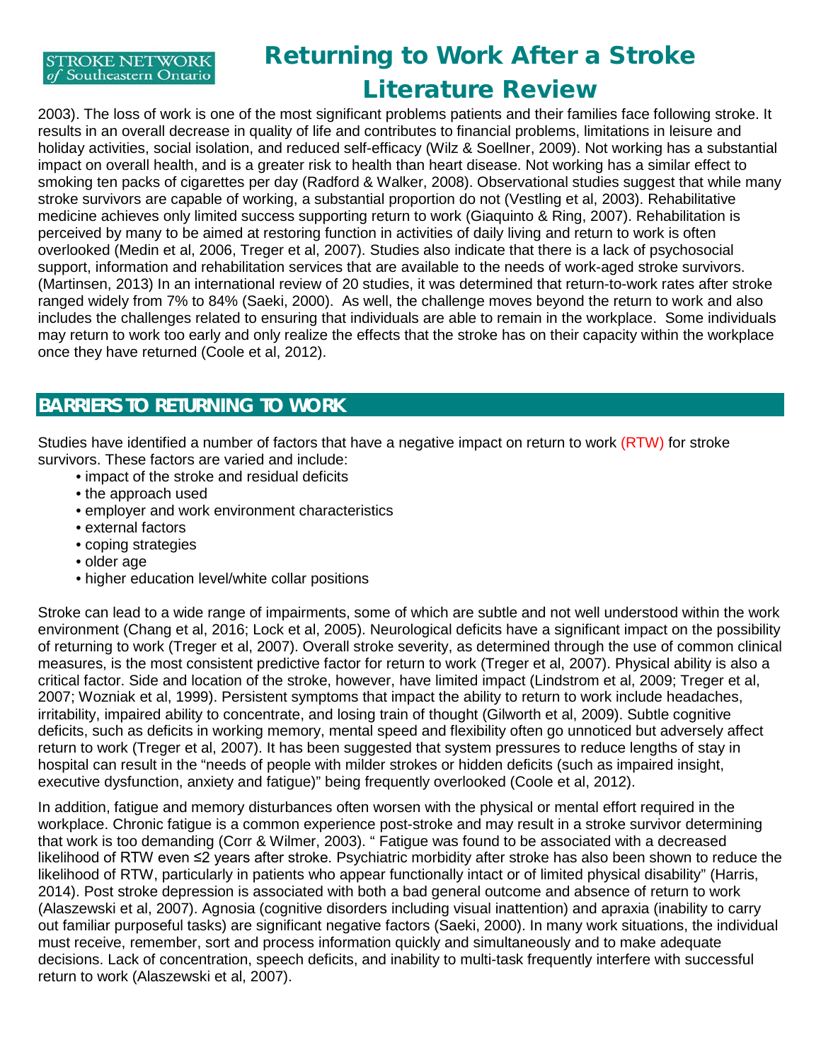2003). The loss of work is one of the most significant problems patients and their families face following stroke. It results in an overall decrease in quality of life and contributes to financial problems, limitations in leisure and holiday activities, social isolation, and reduced self-efficacy (Wilz & Soellner, 2009). Not working has a substantial impact on overall health, and is a greater risk to health than heart disease. Not working has a similar effect to smoking ten packs of cigarettes per day (Radford & Walker, 2008). Observational studies suggest that while many stroke survivors are capable of working, a substantial proportion do not (Vestling et al, 2003). Rehabilitative medicine achieves only limited success supporting return to work (Giaquinto & Ring, 2007). Rehabilitation is perceived by many to be aimed at restoring function in activities of daily living and return to work is often overlooked (Medin et al, 2006, Treger et al, 2007). Studies also indicate that there is a lack of psychosocial support, information and rehabilitation services that are available to the needs of work-aged stroke survivors. (Martinsen, 2013) In an international review of 20 studies, it was determined that return-to-work rates after stroke ranged widely from 7% to 84% (Saeki, 2000). As well, the challenge moves beyond the return to work and also includes the challenges related to ensuring that individuals are able to remain in the workplace. Some individuals may return to work too early and only realize the effects that the stroke has on their capacity within the workplace once they have returned (Coole et al, 2012).

## BARRIERS TO RETURNING TO WORK

Studies have identified a number of factors that have a negative impact on return to work (RTW) for stroke survivors. These factors are varied and include:

- impact of the stroke and residual deficits
- the approach used
- employer and work environment characteristics
- external factors
- coping strategies
- older age
- higher education level/white collar positions

Stroke can lead to a wide range of impairments, some of which are subtle and not well understood within the work environment (Chang et al, 2016; Lock et al, 2005). Neurological deficits have a significant impact on the possibility of returning to work (Treger et al, 2007). Overall stroke severity, as determined through the use of common clinical measures, is the most consistent predictive factor for return to work (Treger et al, 2007). Physical ability is also a critical factor. Side and location of the stroke, however, have limited impact (Lindstrom et al, 2009; Treger et al, 2007; Wozniak et al, 1999). Persistent symptoms that impact the ability to return to work include headaches, irritability, impaired ability to concentrate, and losing train of thought (Gilworth et al, 2009). Subtle cognitive deficits, such as deficits in working memory, mental speed and flexibility often go unnoticed but adversely affect return to work (Treger et al, 2007). It has been suggested that system pressures to reduce lengths of stay in hospital can result in the "needs of people with milder strokes or hidden deficits (such as impaired insight, executive dysfunction, anxiety and fatigue)" being frequently overlooked (Coole et al, 2012).

In addition, fatigue and memory disturbances often worsen with the physical or mental effort required in the workplace. Chronic fatigue is a common experience post-stroke and may result in a stroke survivor determining that work is too demanding (Corr & Wilmer, 2003). " Fatigue was found to be associated with a decreased likelihood of RTW even ≤2 years after stroke. Psychiatric morbidity after stroke has also been shown to reduce the likelihood of RTW, particularly in patients who appear functionally intact or of limited physical disability" (Harris, 2014). Post stroke depression is associated with both a bad general outcome and absence of return to work (Alaszewski et al, 2007). Agnosia (cognitive disorders including visual inattention) and apraxia (inability to carry out familiar purposeful tasks) are significant negative factors (Saeki, 2000). In many work situations, the individual must receive, remember, sort and process information quickly and simultaneously and to make adequate decisions. Lack of concentration, speech deficits, and inability to multi-task frequently interfere with successful return to work (Alaszewski et al, 2007).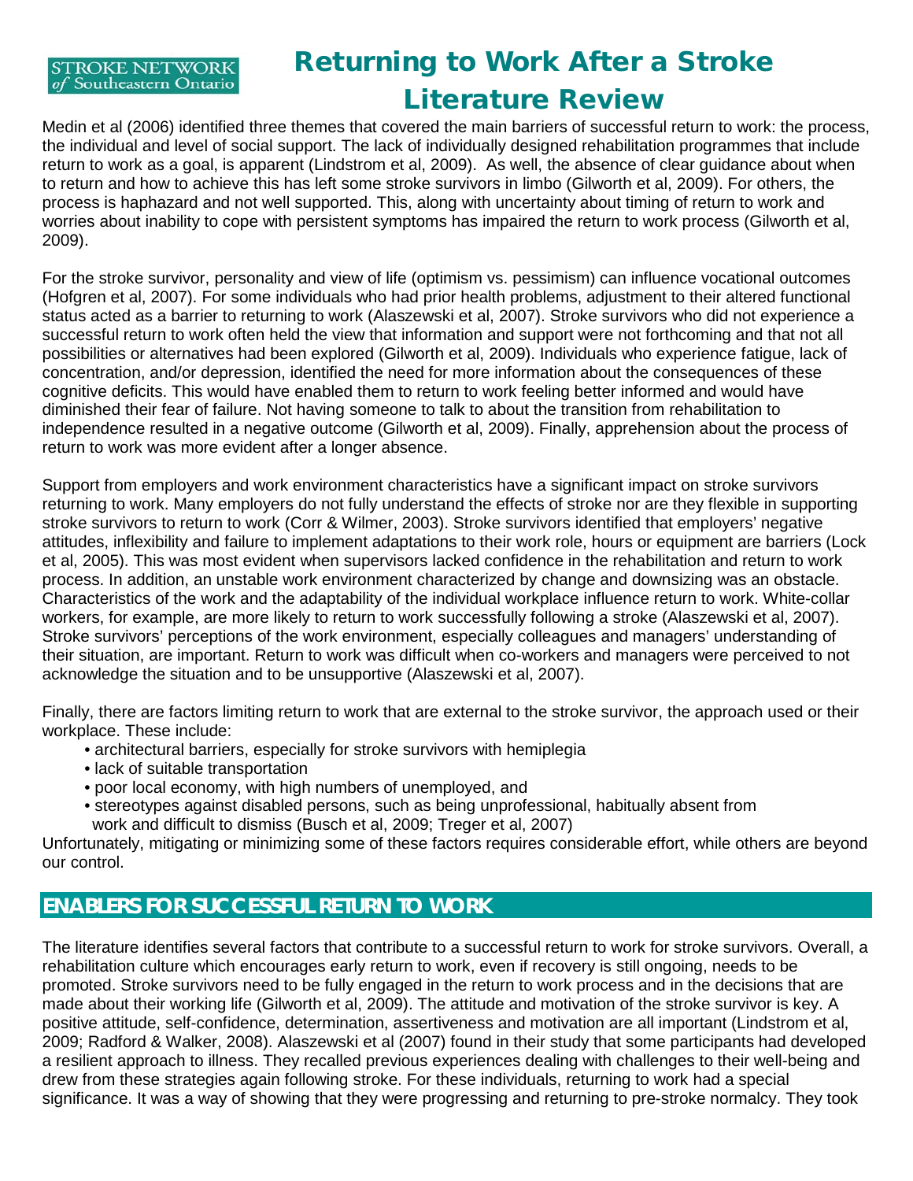Medin et al (2006) identified three themes that covered the main barriers of successful return to work: the process, the individual and level of social support. The lack of individually designed rehabilitation programmes that include return to work as a goal, is apparent (Lindstrom et al, 2009). As well, the absence of clear guidance about when to return and how to achieve this has left some stroke survivors in limbo (Gilworth et al, 2009). For others, the process is haphazard and not well supported. This, along with uncertainty about timing of return to work and worries about inability to cope with persistent symptoms has impaired the return to work process (Gilworth et al, 2009).

For the stroke survivor, personality and view of life (optimism vs. pessimism) can influence vocational outcomes (Hofgren et al, 2007). For some individuals who had prior health problems, adjustment to their altered functional status acted as a barrier to returning to work (Alaszewski et al, 2007). Stroke survivors who did not experience a successful return to work often held the view that information and support were not forthcoming and that not all possibilities or alternatives had been explored (Gilworth et al, 2009). Individuals who experience fatigue, lack of concentration, and/or depression, identified the need for more information about the consequences of these cognitive deficits. This would have enabled them to return to work feeling better informed and would have diminished their fear of failure. Not having someone to talk to about the transition from rehabilitation to independence resulted in a negative outcome (Gilworth et al, 2009). Finally, apprehension about the process of return to work was more evident after a longer absence.

Support from employers and work environment characteristics have a significant impact on stroke survivors returning to work. Many employers do not fully understand the effects of stroke nor are they flexible in supporting stroke survivors to return to work (Corr & Wilmer, 2003). Stroke survivors identified that employers' negative attitudes, inflexibility and failure to implement adaptations to their work role, hours or equipment are barriers (Lock et al, 2005). This was most evident when supervisors lacked confidence in the rehabilitation and return to work process. In addition, an unstable work environment characterized by change and downsizing was an obstacle. Characteristics of the work and the adaptability of the individual workplace influence return to work. White-collar workers, for example, are more likely to return to work successfully following a stroke (Alaszewski et al, 2007). Stroke survivors' perceptions of the work environment, especially colleagues and managers' understanding of their situation, are important. Return to work was difficult when co-workers and managers were perceived to not acknowledge the situation and to be unsupportive (Alaszewski et al, 2007).

Finally, there are factors limiting return to work that are external to the stroke survivor, the approach used or their workplace. These include:

- architectural barriers, especially for stroke survivors with hemiplegia
- lack of suitable transportation
- poor local economy, with high numbers of unemployed, and
- stereotypes against disabled persons, such as being unprofessional, habitually absent from work and difficult to dismiss (Busch et al, 2009; Treger et al, 2007)

Unfortunately, mitigating or minimizing some of these factors requires considerable effort, while others are beyond our control.

## ENABLERS FOR SUCCESSFUL RETURN TO WORK

The literature identifies several factors that contribute to a successful return to work for stroke survivors. Overall, a rehabilitation culture which encourages early return to work, even if recovery is still ongoing, needs to be promoted. Stroke survivors need to be fully engaged in the return to work process and in the decisions that are made about their working life (Gilworth et al, 2009). The attitude and motivation of the stroke survivor is key. A positive attitude, self-confidence, determination, assertiveness and motivation are all important (Lindstrom et al, 2009; Radford & Walker, 2008). Alaszewski et al (2007) found in their study that some participants had developed a resilient approach to illness. They recalled previous experiences dealing with challenges to their well-being and drew from these strategies again following stroke. For these individuals, returning to work had a special significance. It was a way of showing that they were progressing and returning to pre-stroke normalcy. They took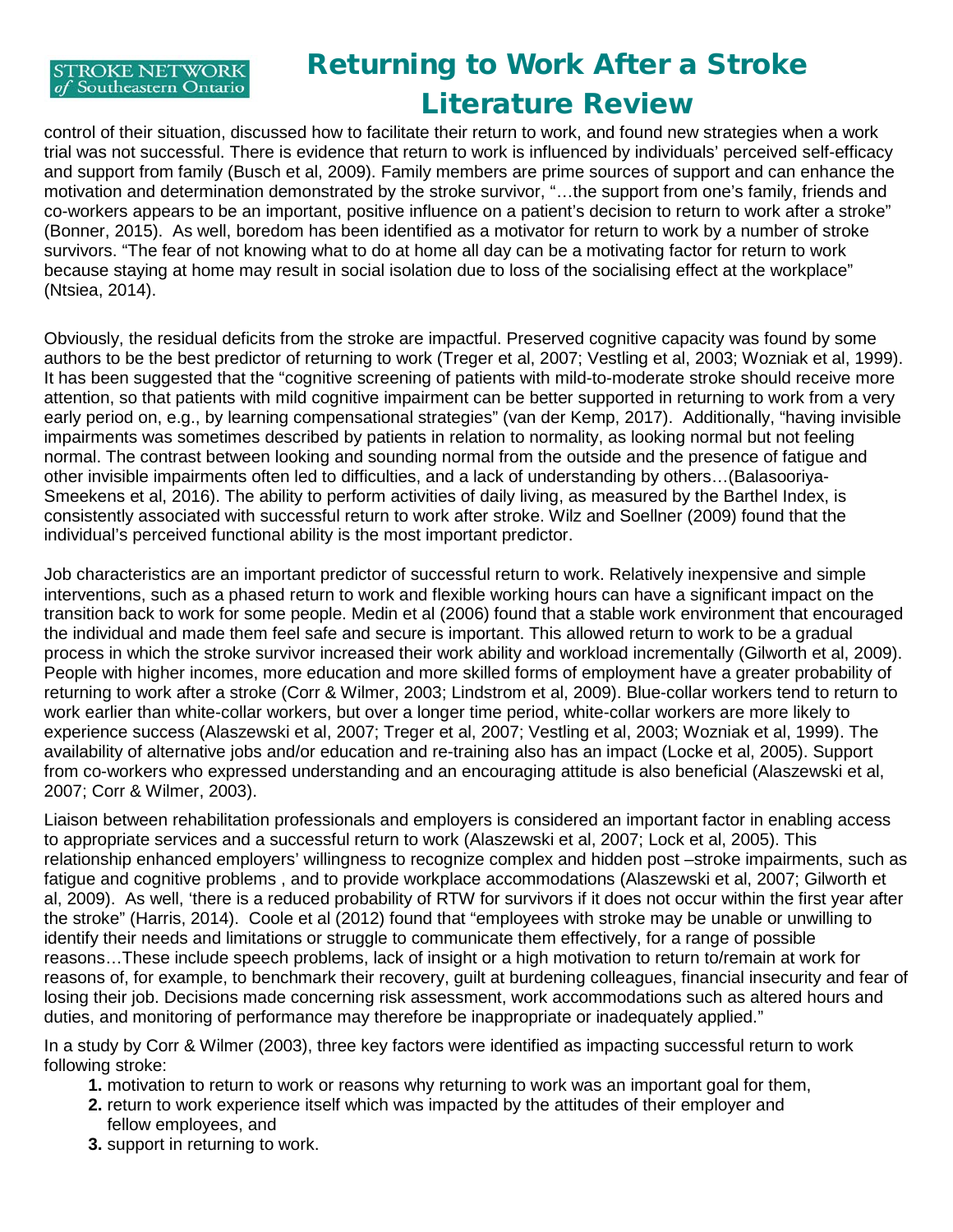control of their situation, discussed how to facilitate their return to work, and found new strategies when a work trial was not successful. There is evidence that return to work is influenced by individuals' perceived self-efficacy and support from family (Busch et al, 2009). Family members are prime sources of support and can enhance the motivation and determination demonstrated by the stroke survivor, "…the support from one's family, friends and co-workers appears to be an important, positive influence on a patient's decision to return to work after a stroke" (Bonner, 2015). As well, boredom has been identified as a motivator for return to work by a number of stroke survivors. "The fear of not knowing what to do at home all day can be a motivating factor for return to work because staying at home may result in social isolation due to loss of the socialising effect at the workplace" (Ntsiea, 2014).

Obviously, the residual deficits from the stroke are impactful. Preserved cognitive capacity was found by some authors to be the best predictor of returning to work (Treger et al, 2007; Vestling et al, 2003; Wozniak et al, 1999). It has been suggested that the "cognitive screening of patients with mild-to-moderate stroke should receive more attention, so that patients with mild cognitive impairment can be better supported in returning to work from a very early period on, e.g., by learning compensational strategies" (van der Kemp, 2017). Additionally, "having invisible impairments was sometimes described by patients in relation to normality, as looking normal but not feeling normal. The contrast between looking and sounding normal from the outside and the presence of fatigue and other invisible impairments often led to difficulties, and a lack of understanding by others…(Balasooriya-Smeekens et al, 2016). The ability to perform activities of daily living, as measured by the Barthel Index, is consistently associated with successful return to work after stroke. Wilz and Soellner (2009) found that the individual's perceived functional ability is the most important predictor.

Job characteristics are an important predictor of successful return to work. Relatively inexpensive and simple interventions, such as a phased return to work and flexible working hours can have a significant impact on the transition back to work for some people. Medin et al (2006) found that a stable work environment that encouraged the individual and made them feel safe and secure is important. This allowed return to work to be a gradual process in which the stroke survivor increased their work ability and workload incrementally (Gilworth et al, 2009). People with higher incomes, more education and more skilled forms of employment have a greater probability of returning to work after a stroke (Corr & Wilmer, 2003; Lindstrom et al, 2009). Blue-collar workers tend to return to work earlier than white-collar workers, but over a longer time period, white-collar workers are more likely to experience success (Alaszewski et al, 2007; Treger et al, 2007; Vestling et al, 2003; Wozniak et al, 1999). The availability of alternative jobs and/or education and re-training also has an impact (Locke et al, 2005). Support from co-workers who expressed understanding and an encouraging attitude is also beneficial (Alaszewski et al, 2007; Corr & Wilmer, 2003).

Liaison between rehabilitation professionals and employers is considered an important factor in enabling access to appropriate services and a successful return to work (Alaszewski et al, 2007; Lock et al, 2005). This relationship enhanced employers' willingness to recognize complex and hidden post –stroke impairments, such as fatigue and cognitive problems , and to provide workplace accommodations (Alaszewski et al, 2007; Gilworth et al, 2009). As well, 'there is a reduced probability of RTW for survivors if it does not occur within the first year after the stroke" (Harris, 2014). Coole et al (2012) found that "employees with stroke may be unable or unwilling to identify their needs and limitations or struggle to communicate them effectively, for a range of possible reasons…These include speech problems, lack of insight or a high motivation to return to/remain at work for reasons of, for example, to benchmark their recovery, guilt at burdening colleagues, financial insecurity and fear of losing their job. Decisions made concerning risk assessment, work accommodations such as altered hours and duties, and monitoring of performance may therefore be inappropriate or inadequately applied."

In a study by Corr & Wilmer (2003), three key factors were identified as impacting successful return to work following stroke:

1. motivation to return to work or reasons why returning to work was an important goal for them,
2. return to work experience itself which was impacted by the attitudes of their employer and fellow employees, and
3. support in returning to work.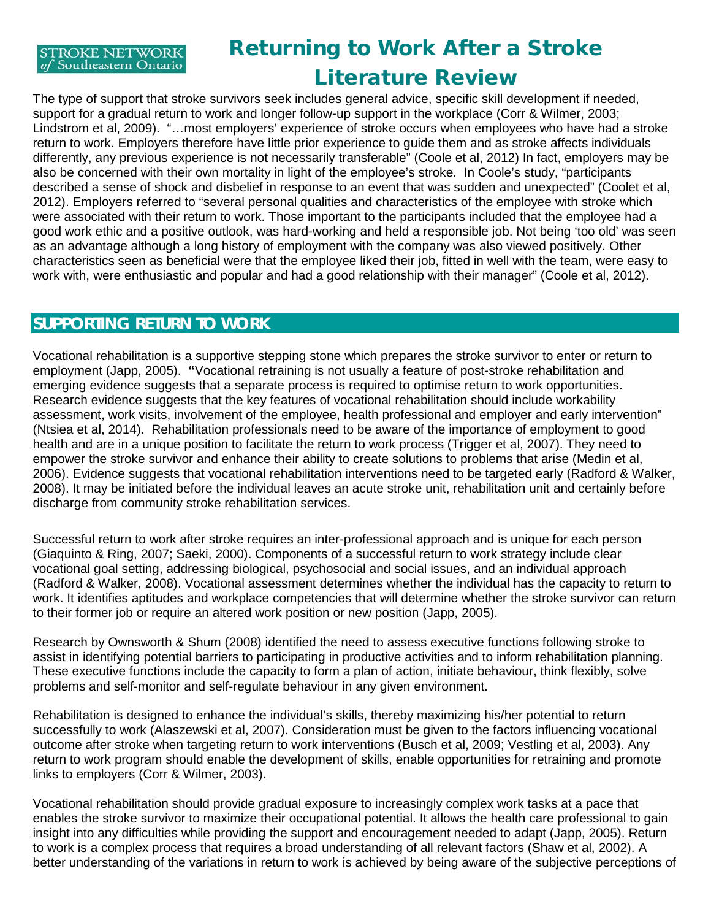The type of support that stroke survivors seek includes general advice, specific skill development if needed, support for a gradual return to work and longer follow-up support in the workplace (Corr & Wilmer, 2003; Lindstrom et al, 2009). "…most employers' experience of stroke occurs when employees who have had a stroke return to work. Employers therefore have little prior experience to guide them and as stroke affects individuals differently, any previous experience is not necessarily transferable" (Coole et al, 2012) In fact, employers may be also be concerned with their own mortality in light of the employee's stroke. In Coole's study, "participants described a sense of shock and disbelief in response to an event that was sudden and unexpected" (Coolet et al, 2012). Employers referred to "several personal qualities and characteristics of the employee with stroke which were associated with their return to work. Those important to the participants included that the employee had a good work ethic and a positive outlook, was hard-working and held a responsible job. Not being 'too old' was seen as an advantage although a long history of employment with the company was also viewed positively. Other characteristics seen as beneficial were that the employee liked their job, fitted in well with the team, were easy to work with, were enthusiastic and popular and had a good relationship with their manager" (Coole et al, 2012).

## SUPPORTING RETURN TO WORK

Vocational rehabilitation is a supportive stepping stone which prepares the stroke survivor to enter or return to employment (Japp, 2005). **"**Vocational retraining is not usually a feature of post-stroke rehabilitation and emerging evidence suggests that a separate process is required to optimise return to work opportunities. Research evidence suggests that the key features of vocational rehabilitation should include workability assessment, work visits, involvement of the employee, health professional and employer and early intervention" (Ntsiea et al, 2014). Rehabilitation professionals need to be aware of the importance of employment to good health and are in a unique position to facilitate the return to work process (Trigger et al, 2007). They need to empower the stroke survivor and enhance their ability to create solutions to problems that arise (Medin et al, 2006). Evidence suggests that vocational rehabilitation interventions need to be targeted early (Radford & Walker, 2008). It may be initiated before the individual leaves an acute stroke unit, rehabilitation unit and certainly before discharge from community stroke rehabilitation services.

Successful return to work after stroke requires an inter-professional approach and is unique for each person (Giaquinto & Ring, 2007; Saeki, 2000). Components of a successful return to work strategy include clear vocational goal setting, addressing biological, psychosocial and social issues, and an individual approach (Radford & Walker, 2008). Vocational assessment determines whether the individual has the capacity to return to work. It identifies aptitudes and workplace competencies that will determine whether the stroke survivor can return to their former job or require an altered work position or new position (Japp, 2005).

Research by Ownsworth & Shum (2008) identified the need to assess executive functions following stroke to assist in identifying potential barriers to participating in productive activities and to inform rehabilitation planning. These executive functions include the capacity to form a plan of action, initiate behaviour, think flexibly, solve problems and self-monitor and self-regulate behaviour in any given environment.

Rehabilitation is designed to enhance the individual's skills, thereby maximizing his/her potential to return successfully to work (Alaszewski et al, 2007). Consideration must be given to the factors influencing vocational outcome after stroke when targeting return to work interventions (Busch et al, 2009; Vestling et al, 2003). Any return to work program should enable the development of skills, enable opportunities for retraining and promote links to employers (Corr & Wilmer, 2003).

Vocational rehabilitation should provide gradual exposure to increasingly complex work tasks at a pace that enables the stroke survivor to maximize their occupational potential. It allows the health care professional to gain insight into any difficulties while providing the support and encouragement needed to adapt (Japp, 2005). Return to work is a complex process that requires a broad understanding of all relevant factors (Shaw et al, 2002). A better understanding of the variations in return to work is achieved by being aware of the subjective perceptions of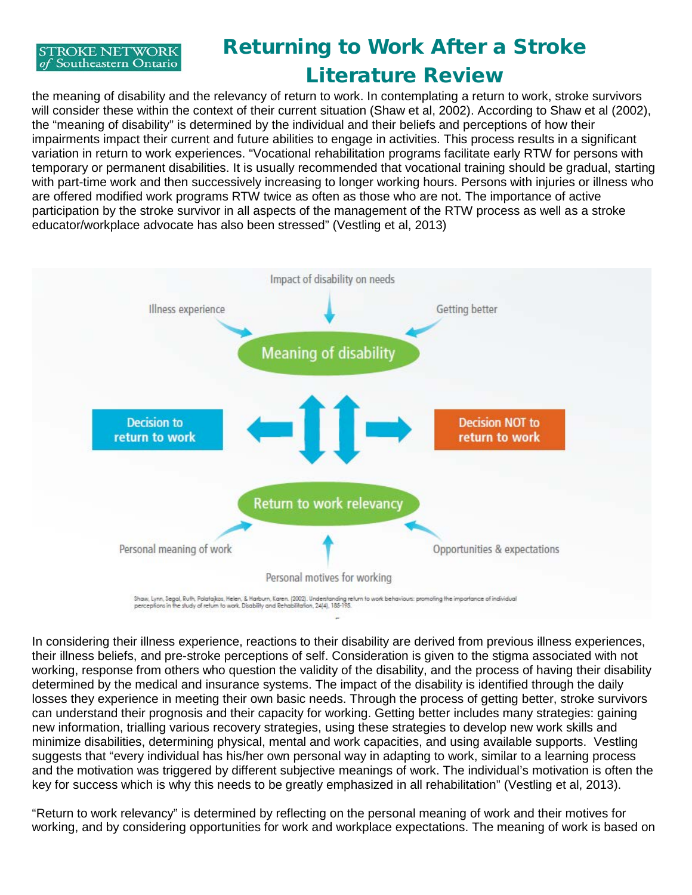the meaning of disability and the relevancy of return to work. In contemplating a return to work, stroke survivors will consider these within the context of their current situation (Shaw et al, 2002). According to Shaw et al (2002), the "meaning of disability" is determined by the individual and their beliefs and perceptions of how their impairments impact their current and future abilities to engage in activities. This process results in a significant variation in return to work experiences. "Vocational rehabilitation programs facilitate early RTW for persons with temporary or permanent disabilities. It is usually recommended that vocational training should be gradual, starting with part-time work and then successively increasing to longer working hours. Persons with injuries or illness who are offered modified work programs RTW twice as often as those who are not. The importance of active participation by the stroke survivor in all aspects of the management of the RTW process as well as a stroke educator/workplace advocate has also been stressed" (Vestling et al, 2013)

Impact of disability on needs

Illness experience

Getting better

Meaning of disability

Decision to return to work

Decision NOT to return to work

Return to work relevancy

Personal meaning of work

Opportunities & expectations

Personal motives for working

Shaw, Lynn, Segal, Ruth, Polatajko, Helen, & Harburn, Karen. (2002). Understanding return to work behaviours: promoting the importance of individual perceptions in the study of return to work. Disability and Rehabilitation, 24(4), 185-195.

In considering their illness experience, reactions to their disability are derived from previous illness experiences, their illness beliefs, and pre-stroke perceptions of self. Consideration is given to the stigma associated with not working, response from others who question the validity of the disability, and the process of having their disability determined by the medical and insurance systems. The impact of the disability is identified through the daily losses they experience in meeting their own basic needs. Through the process of getting better, stroke survivors can understand their prognosis and their capacity for working. Getting better includes many strategies: gaining new information, trialling various recovery strategies, using these strategies to develop new work skills and minimize disabilities, determining physical, mental and work capacities, and using available supports. Vestling suggests that "every individual has his/her own personal way in adapting to work, similar to a learning process and the motivation was triggered by different subjective meanings of work. The individual's motivation is often the key for success which is why this needs to be greatly emphasized in all rehabilitation" (Vestling et al, 2013).

"Return to work relevancy" is determined by reflecting on the personal meaning of work and their motives for working, and by considering opportunities for work and workplace expectations. The meaning of work is based on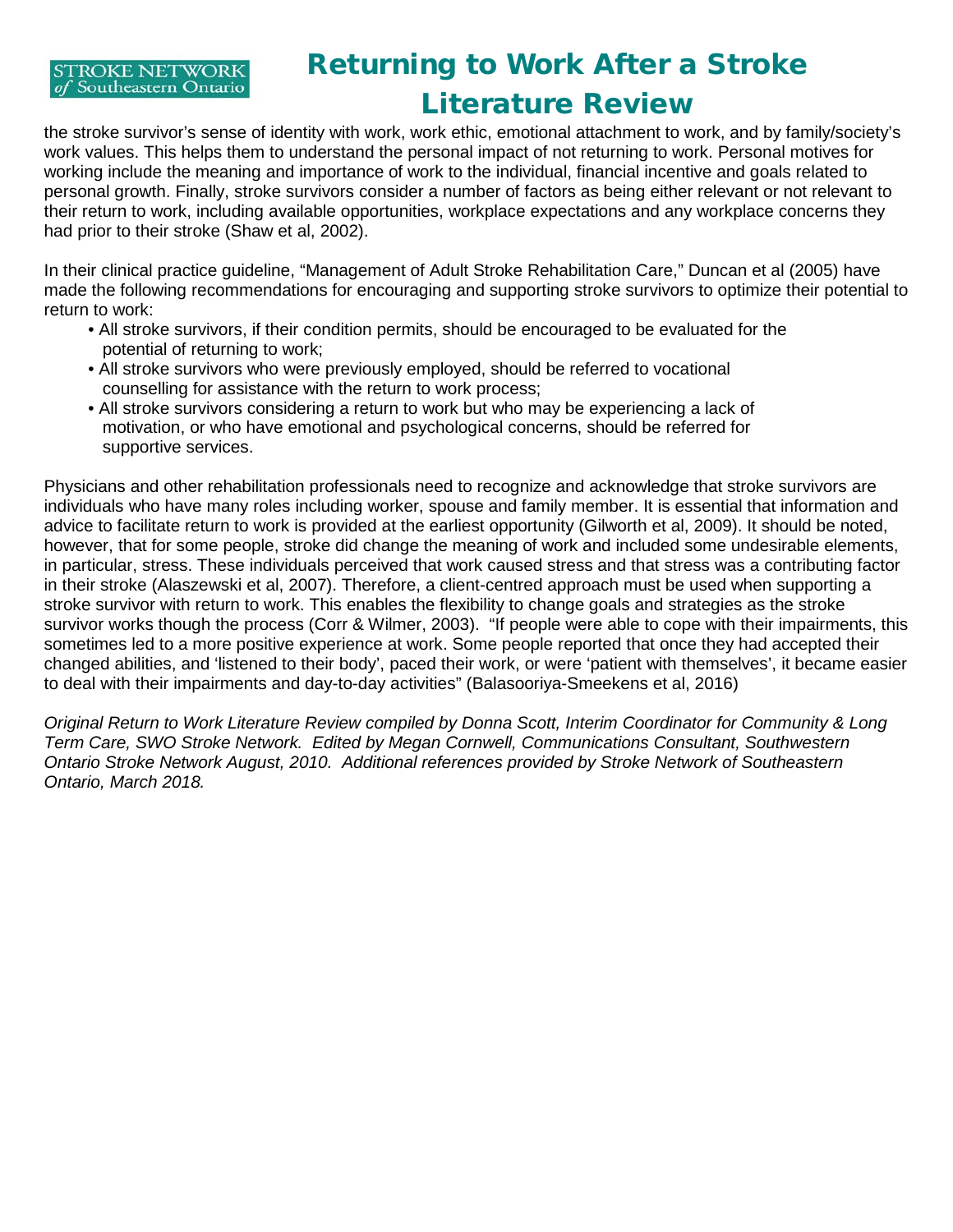the stroke survivor's sense of identity with work, work ethic, emotional attachment to work, and by family/society's work values. This helps them to understand the personal impact of not returning to work. Personal motives for working include the meaning and importance of work to the individual, financial incentive and goals related to personal growth. Finally, stroke survivors consider a number of factors as being either relevant or not relevant to their return to work, including available opportunities, workplace expectations and any workplace concerns they had prior to their stroke (Shaw et al, 2002).

In their clinical practice guideline, "Management of Adult Stroke Rehabilitation Care," Duncan et al (2005) have made the following recommendations for encouraging and supporting stroke survivors to optimize their potential to return to work:

- All stroke survivors, if their condition permits, should be encouraged to be evaluated for the potential of returning to work;
- All stroke survivors who were previously employed, should be referred to vocational counselling for assistance with the return to work process;
- All stroke survivors considering a return to work but who may be experiencing a lack of motivation, or who have emotional and psychological concerns, should be referred for supportive services.

Physicians and other rehabilitation professionals need to recognize and acknowledge that stroke survivors are individuals who have many roles including worker, spouse and family member. It is essential that information and advice to facilitate return to work is provided at the earliest opportunity (Gilworth et al, 2009). It should be noted, however, that for some people, stroke did change the meaning of work and included some undesirable elements, in particular, stress. These individuals perceived that work caused stress and that stress was a contributing factor in their stroke (Alaszewski et al, 2007). Therefore, a client-centred approach must be used when supporting a stroke survivor with return to work. This enables the flexibility to change goals and strategies as the stroke survivor works though the process (Corr & Wilmer, 2003). "If people were able to cope with their impairments, this sometimes led to a more positive experience at work. Some people reported that once they had accepted their changed abilities, and 'listened to their body', paced their work, or were 'patient with themselves', it became easier to deal with their impairments and day-to-day activities" (Balasooriya-Smeekens et al, 2016)

*Original Return to Work Literature Review compiled by Donna Scott, Interim Coordinator for Community & Long Term Care, SWO Stroke Network. Edited by Megan Cornwell, Communications Consultant, Southwestern Ontario Stroke Network August, 2010. Additional references provided by Stroke Network of Southeastern Ontario, March 2018.*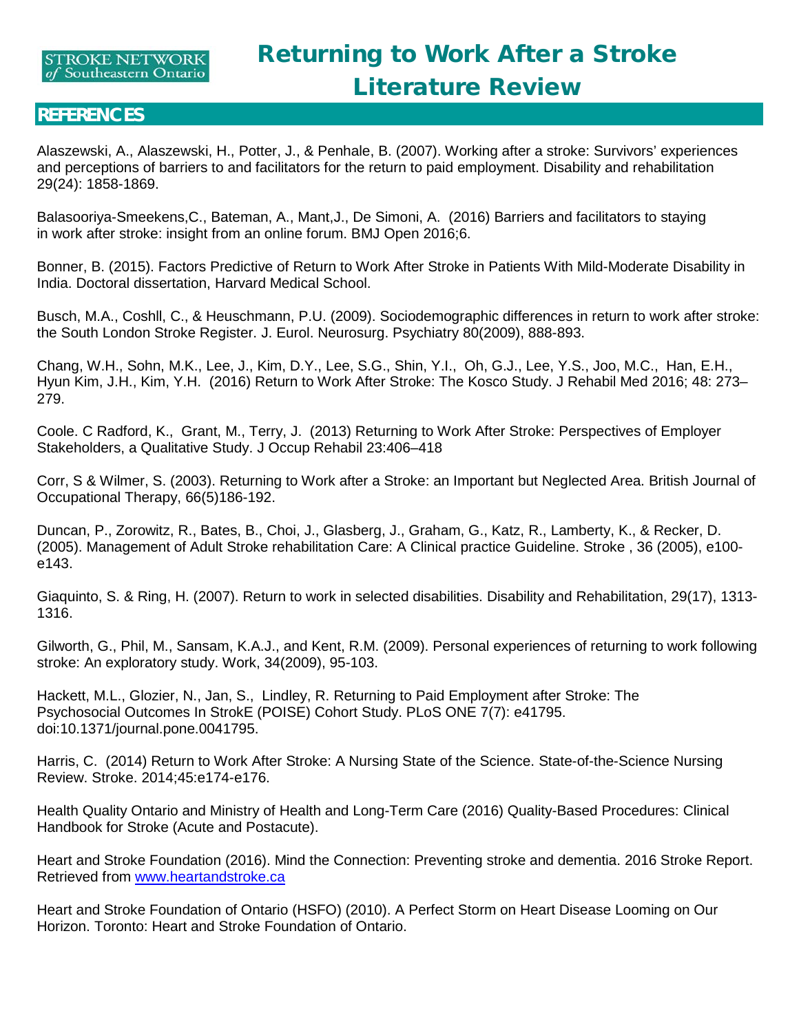# Returning to Work After a Stroke Literature Review

## REFERENCES

Alaszewski, A., Alaszewski, H., Potter, J., & Penhale, B. (2007). Working after a stroke: Survivors' experiences and perceptions of barriers to and facilitators for the return to paid employment. Disability and rehabilitation 29(24): 1858-1869.

Balasooriya-Smeekens,C., Bateman, A., Mant,J., De Simoni, A. (2016) Barriers and facilitators to staying in work after stroke: insight from an online forum. BMJ Open 2016;6.

Bonner, B. (2015). Factors Predictive of Return to Work After Stroke in Patients With Mild-Moderate Disability in India. Doctoral dissertation, Harvard Medical School.

Busch, M.A., Coshll, C., & Heuschmann, P.U. (2009). Sociodemographic differences in return to work after stroke: the South London Stroke Register. J. Eurol. Neurosurg. Psychiatry 80(2009), 888-893.

Chang, W.H., Sohn, M.K., Lee, J., Kim, D.Y., Lee, S.G., Shin, Y.I., Oh, G.J., Lee, Y.S., Joo, M.C., Han, E.H., Hyun Kim, J.H., Kim, Y.H. (2016) Return to Work After Stroke: The Kosco Study. J Rehabil Med 2016; 48: 273–279.

Coole. C Radford, K., Grant, M., Terry, J. (2013) Returning to Work After Stroke: Perspectives of Employer Stakeholders, a Qualitative Study. J Occup Rehabil 23:406–418

Corr, S & Wilmer, S. (2003). Returning to Work after a Stroke: an Important but Neglected Area. British Journal of Occupational Therapy, 66(5)186-192.

Duncan, P., Zorowitz, R., Bates, B., Choi, J., Glasberg, J., Graham, G., Katz, R., Lamberty, K., & Recker, D. (2005). Management of Adult Stroke rehabilitation Care: A Clinical practice Guideline. Stroke , 36 (2005), e100-e143.

Giaquinto, S. & Ring, H. (2007). Return to work in selected disabilities. Disability and Rehabilitation, 29(17), 1313-1316.

Gilworth, G., Phil, M., Sansam, K.A.J., and Kent, R.M. (2009). Personal experiences of returning to work following stroke: An exploratory study. Work, 34(2009), 95-103.

Hackett, M.L., Glozier, N., Jan, S., Lindley, R. Returning to Paid Employment after Stroke: The Psychosocial Outcomes In StrokE (POISE) Cohort Study. PLoS ONE 7(7): e41795. doi:10.1371/journal.pone.0041795.

Harris, C. (2014) Return to Work After Stroke: A Nursing State of the Science. State-of-the-Science Nursing Review. Stroke. 2014;45:e174-e176.

Health Quality Ontario and Ministry of Health and Long-Term Care (2016) Quality-Based Procedures: Clinical Handbook for Stroke (Acute and Postacute).

Heart and Stroke Foundation (2016). Mind the Connection: Preventing stroke and dementia. 2016 Stroke Report. Retrieved from www.heartandstroke.ca

Heart and Stroke Foundation of Ontario (HSFO) (2010). A Perfect Storm on Heart Disease Looming on Our Horizon. Toronto: Heart and Stroke Foundation of Ontario.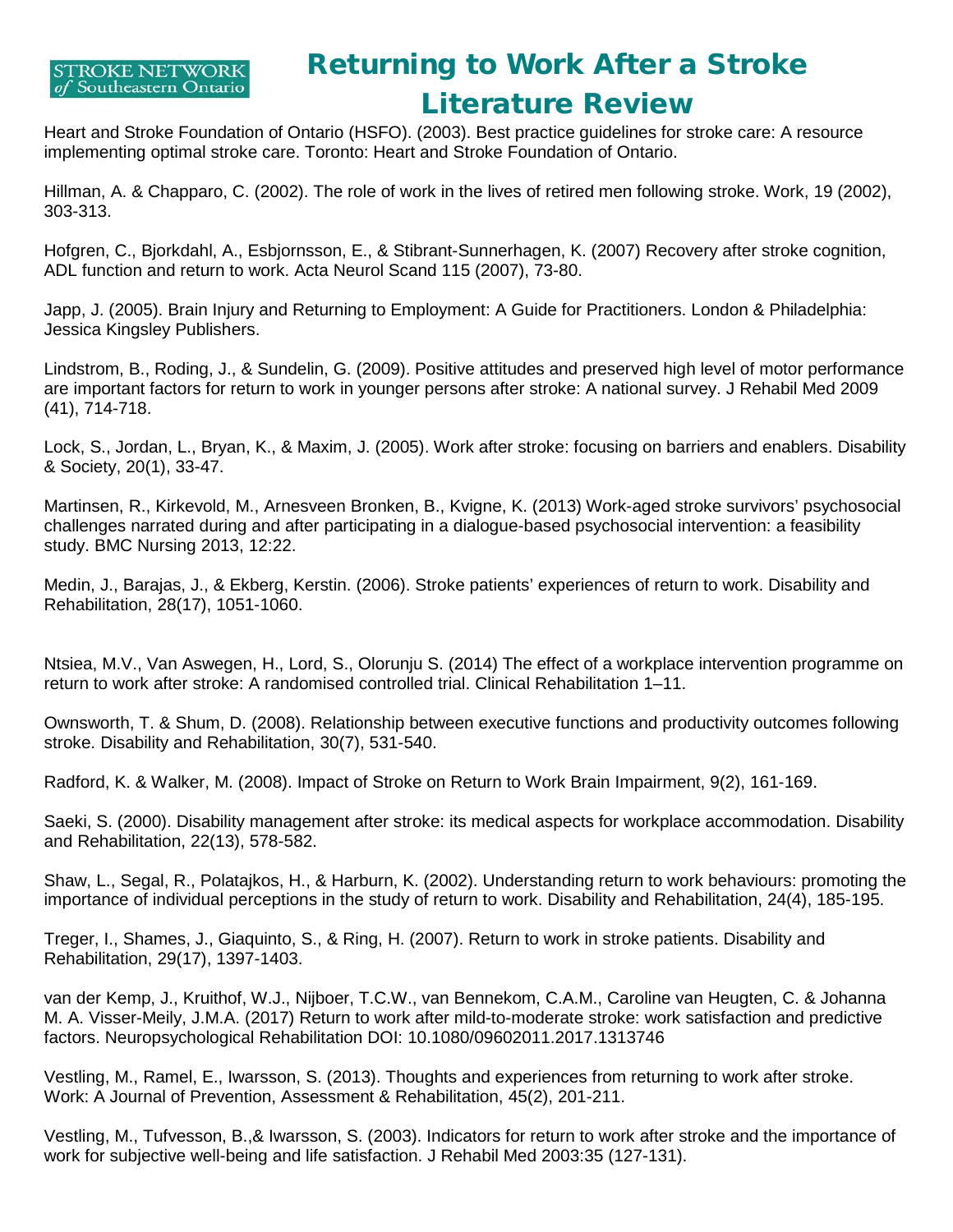Heart and Stroke Foundation of Ontario (HSFO). (2003). Best practice guidelines for stroke care: A resource implementing optimal stroke care. Toronto: Heart and Stroke Foundation of Ontario.

Hillman, A. & Chapparo, C. (2002). The role of work in the lives of retired men following stroke. Work, 19 (2002), 303-313.

Hofgren, C., Bjorkdahl, A., Esbjornsson, E., & Stibrant-Sunnerhagen, K. (2007) Recovery after stroke cognition, ADL function and return to work. Acta Neurol Scand 115 (2007), 73-80.

Japp, J. (2005). Brain Injury and Returning to Employment: A Guide for Practitioners. London & Philadelphia: Jessica Kingsley Publishers.

Lindstrom, B., Roding, J., & Sundelin, G. (2009). Positive attitudes and preserved high level of motor performance are important factors for return to work in younger persons after stroke: A national survey. J Rehabil Med 2009 (41), 714-718.

Lock, S., Jordan, L., Bryan, K., & Maxim, J. (2005). Work after stroke: focusing on barriers and enablers. Disability & Society, 20(1), 33-47.

Martinsen, R., Kirkevold, M., Arnesveen Bronken, B., Kvigne, K. (2013) Work-aged stroke survivors' psychosocial challenges narrated during and after participating in a dialogue-based psychosocial intervention: a feasibility study. BMC Nursing 2013, 12:22.

Medin, J., Barajas, J., & Ekberg, Kerstin. (2006). Stroke patients' experiences of return to work. Disability and Rehabilitation, 28(17), 1051-1060.

Ntsiea, M.V., Van Aswegen, H., Lord, S., Olorunju S. (2014) The effect of a workplace intervention programme on return to work after stroke: A randomised controlled trial. Clinical Rehabilitation 1–11.

Ownsworth, T. & Shum, D. (2008). Relationship between executive functions and productivity outcomes following stroke. Disability and Rehabilitation, 30(7), 531-540.

Radford, K. & Walker, M. (2008). Impact of Stroke on Return to Work Brain Impairment, 9(2), 161-169.

Saeki, S. (2000). Disability management after stroke: its medical aspects for workplace accommodation. Disability and Rehabilitation, 22(13), 578-582.

Shaw, L., Segal, R., Polatajkos, H., & Harburn, K. (2002). Understanding return to work behaviours: promoting the importance of individual perceptions in the study of return to work. Disability and Rehabilitation, 24(4), 185-195.

Treger, I., Shames, J., Giaquinto, S., & Ring, H. (2007). Return to work in stroke patients. Disability and Rehabilitation, 29(17), 1397-1403.

van der Kemp, J., Kruithof, W.J., Nijboer, T.C.W., van Bennekom, C.A.M., Caroline van Heugten, C. & Johanna M. A. Visser-Meily, J.M.A. (2017) Return to work after mild-to-moderate stroke: work satisfaction and predictive factors. Neuropsychological Rehabilitation DOI: 10.1080/09602011.2017.1313746

Vestling, M., Ramel, E., Iwarsson, S. (2013). Thoughts and experiences from returning to work after stroke. Work: A Journal of Prevention, Assessment & Rehabilitation, 45(2), 201-211.

Vestling, M., Tufvesson, B.,& Iwarsson, S. (2003). Indicators for return to work after stroke and the importance of work for subjective well-being and life satisfaction. J Rehabil Med 2003:35 (127-131).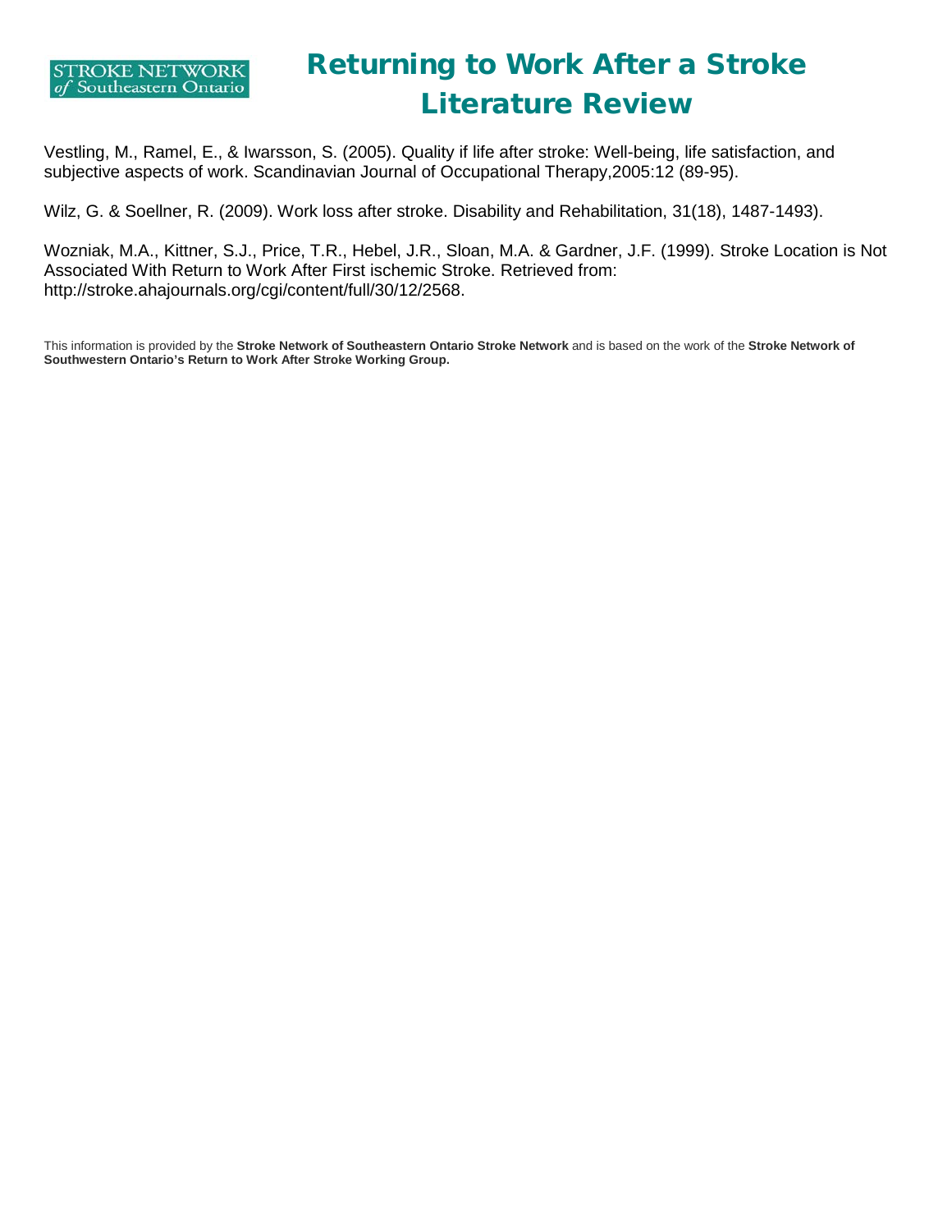# Returning to Work After a Stroke Literature Review

Vestling, M., Ramel, E., & Iwarsson, S. (2005). Quality if life after stroke: Well-being, life satisfaction, and subjective aspects of work. Scandinavian Journal of Occupational Therapy,2005:12 (89-95).

Wilz, G. & Soellner, R. (2009). Work loss after stroke. Disability and Rehabilitation, 31(18), 1487-1493).

Wozniak, M.A., Kittner, S.J., Price, T.R., Hebel, J.R., Sloan, M.A. & Gardner, J.F. (1999). Stroke Location is Not Associated With Return to Work After First ischemic Stroke. Retrieved from: http://stroke.ahajournals.org/cgi/content/full/30/12/2568.

This information is provided by the **Stroke Network of Southeastern Ontario Stroke Network** and is based on the work of the **Stroke Network of Southwestern Ontario's Return to Work After Stroke Working Group.**